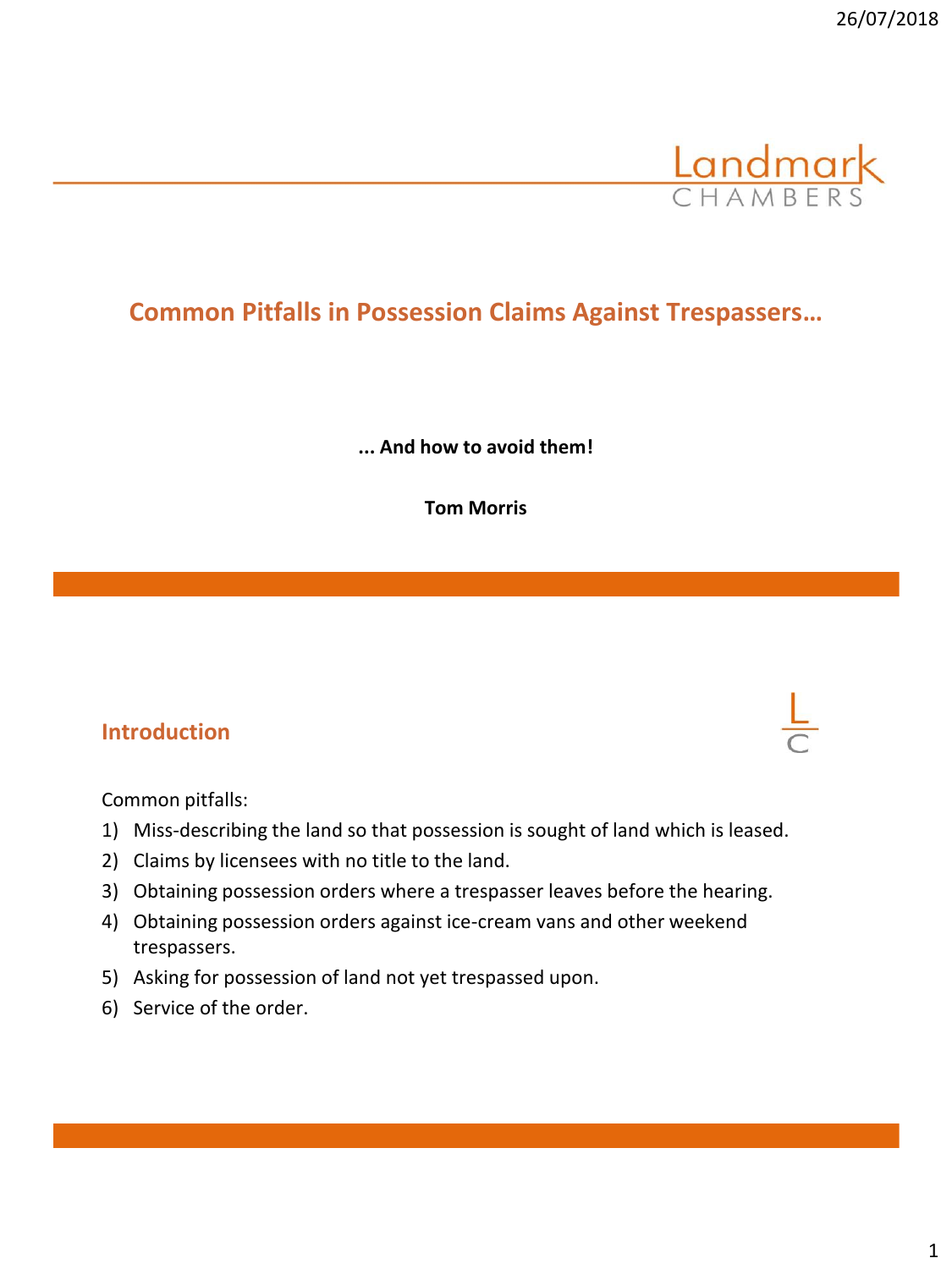# Common Pitfalls in Possession Claims Against Trespassers…

**... And how to avoid them!**

**Tom Morris**

## Introduction

Common pitfalls:

1) Miss-describing the land so that possession is sought of land which is leased.
2) Claims by licensees with no title to the land.
3) Obtaining possession orders where a trespasser leaves before the hearing.
4) Obtaining possession orders against ice-cream vans and other weekend trespassers.
5) Asking for possession of land not yet trespassed upon.
6) Service of the order.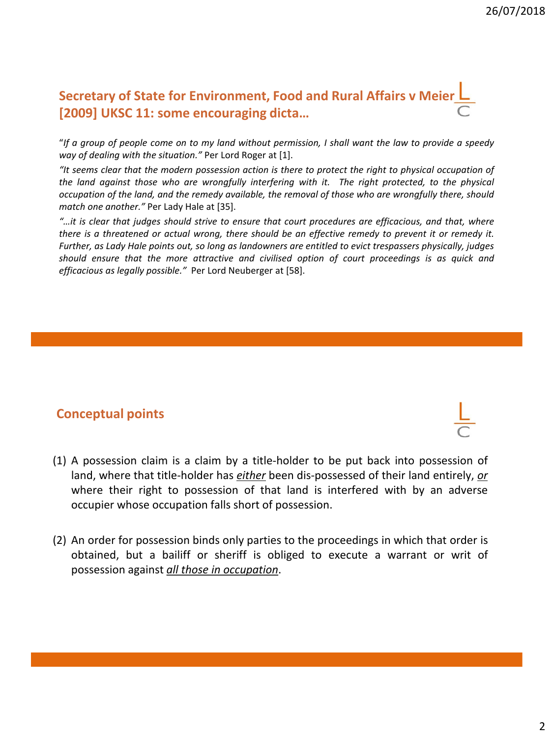## Secretary of State for Environment, Food and Rural Affairs v Meier [2009] UKSC 11: some encouraging dicta…

"*If a group of people come on to my land without permission, I shall want the law to provide a speedy way of dealing with the situation.*" Per Lord Roger at [1].

*"It seems clear that the modern possession action is there to protect the right to physical occupation of the land against those who are wrongfully interfering with it. The right protected, to the physical occupation of the land, and the remedy available, the removal of those who are wrongfully there, should match one another."* Per Lady Hale at [35].

*"…it is clear that judges should strive to ensure that court procedures are efficacious, and that, where there is a threatened or actual wrong, there should be an effective remedy to prevent it or remedy it. Further, as Lady Hale points out, so long as landowners are entitled to evict trespassers physically, judges should ensure that the more attractive and civilised option of court proceedings is as quick and efficacious as legally possible."* Per Lord Neuberger at [58].

## Conceptual points

(1) A possession claim is a claim by a title-holder to be put back into possession of land, where that title-holder has ***either*** been dis-possessed of their land entirely, ***or*** where their right to possession of that land is interfered with by an adverse occupier whose occupation falls short of possession.

(2) An order for possession binds only parties to the proceedings in which that order is obtained, but a bailiff or sheriff is obliged to execute a warrant or writ of possession against ***all those in occupation***.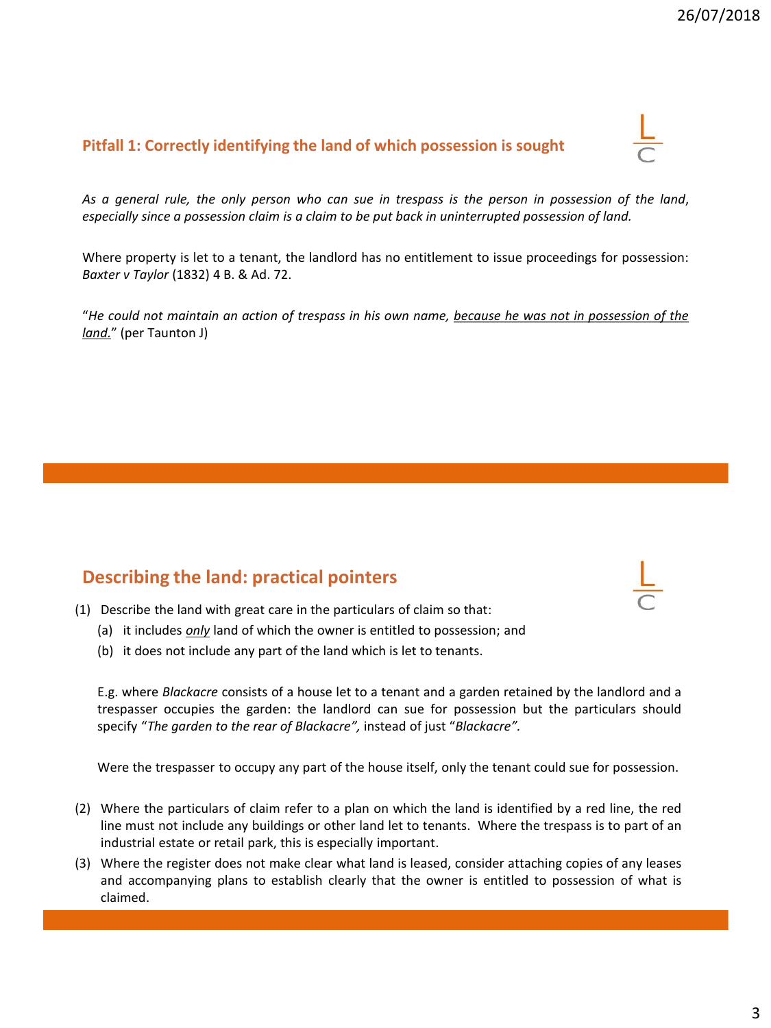## Pitfall 1: Correctly identifying the land of which possession is sought

*As a general rule, the only person who can sue in trespass is the person in possession of the land, especially since a possession claim is a claim to be put back in uninterrupted possession of land.*

Where property is let to a tenant, the landlord has no entitlement to issue proceedings for possession: *Baxter v Taylor* (1832) 4 B. & Ad. 72.

"*He could not maintain an action of trespass in his own name, <u>because he was not in possession of the land.</u>*" (per Taunton J)

## Describing the land: practical pointers

(1) Describe the land with great care in the particulars of claim so that:

  (a) it includes ***only*** land of which the owner is entitled to possession; and

  (b) it does not include any part of the land which is let to tenants.

  E.g. where *Blackacre* consists of a house let to a tenant and a garden retained by the landlord and a trespasser occupies the garden: the landlord can sue for possession but the particulars should specify "*The garden to the rear of Blackacre",* instead of just "*Blackacre".*

  Were the trespasser to occupy any part of the house itself, only the tenant could sue for possession.

(2) Where the particulars of claim refer to a plan on which the land is identified by a red line, the red line must not include any buildings or other land let to tenants. Where the trespass is to part of an industrial estate or retail park, this is especially important.

(3) Where the register does not make clear what land is leased, consider attaching copies of any leases and accompanying plans to establish clearly that the owner is entitled to possession of what is claimed.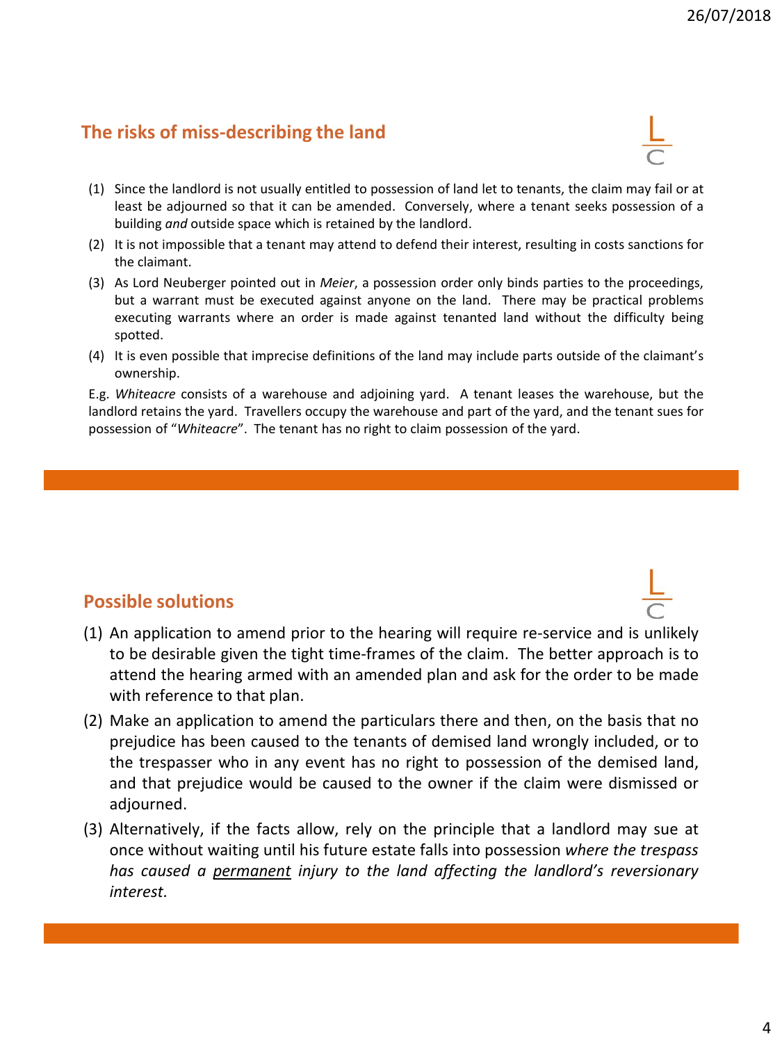## The risks of miss-describing the land

(1) Since the landlord is not usually entitled to possession of land let to tenants, the claim may fail or at least be adjourned so that it can be amended. Conversely, where a tenant seeks possession of a building *and* outside space which is retained by the landlord.

(2) It is not impossible that a tenant may attend to defend their interest, resulting in costs sanctions for the claimant.

(3) As Lord Neuberger pointed out in *Meier*, a possession order only binds parties to the proceedings, but a warrant must be executed against anyone on the land. There may be practical problems executing warrants where an order is made against tenanted land without the difficulty being spotted.

(4) It is even possible that imprecise definitions of the land may include parts outside of the claimant's ownership.

E.g. *Whiteacre* consists of a warehouse and adjoining yard. A tenant leases the warehouse, but the landlord retains the yard. Travellers occupy the warehouse and part of the yard, and the tenant sues for possession of "*Whiteacre*". The tenant has no right to claim possession of the yard.

## Possible solutions

(1) An application to amend prior to the hearing will require re-service and is unlikely to be desirable given the tight time-frames of the claim. The better approach is to attend the hearing armed with an amended plan and ask for the order to be made with reference to that plan.

(2) Make an application to amend the particulars there and then, on the basis that no prejudice has been caused to the tenants of demised land wrongly included, or to the trespasser who in any event has no right to possession of the demised land, and that prejudice would be caused to the owner if the claim were dismissed or adjourned.

(3) Alternatively, if the facts allow, rely on the principle that a landlord may sue at once without waiting until his future estate falls into possession *where the trespass has caused a <u>permanent</u> injury to the land affecting the landlord's reversionary interest.*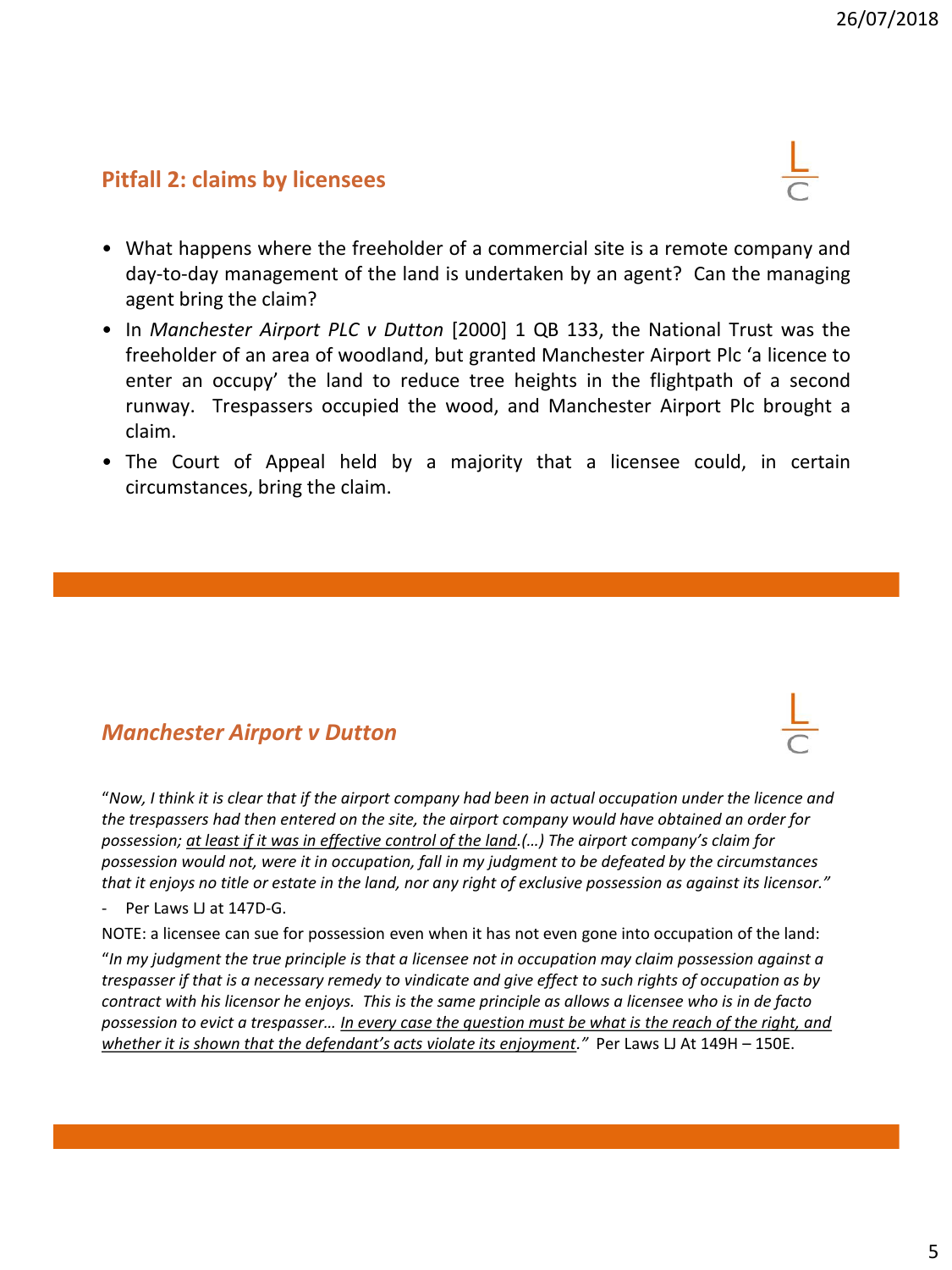## Pitfall 2: claims by licensees

- What happens where the freeholder of a commercial site is a remote company and day-to-day management of the land is undertaken by an agent? Can the managing agent bring the claim?
- In *Manchester Airport PLC v Dutton* [2000] 1 QB 133, the National Trust was the freeholder of an area of woodland, but granted Manchester Airport Plc 'a licence to enter an occupy' the land to reduce tree heights in the flightpath of a second runway. Trespassers occupied the wood, and Manchester Airport Plc brought a claim.
- The Court of Appeal held by a majority that a licensee could, in certain circumstances, bring the claim.

## *Manchester Airport v Dutton*

"*Now, I think it is clear that if the airport company had been in actual occupation under the licence and the trespassers had then entered on the site, the airport company would have obtained an order for possession; <u>at least if it was in effective control of the land</u>.(…) The airport company's claim for possession would not, were it in occupation, fall in my judgment to be defeated by the circumstances that it enjoys no title or estate in the land, nor any right of exclusive possession as against its licensor.*"

- Per Laws LJ at 147D-G.

NOTE: a licensee can sue for possession even when it has not even gone into occupation of the land:

"*In my judgment the true principle is that a licensee not in occupation may claim possession against a trespasser if that is a necessary remedy to vindicate and give effect to such rights of occupation as by contract with his licensor he enjoys. This is the same principle as allows a licensee who is in de facto possession to evict a trespasser… <u>In every case the question must be what is the reach of the right, and whether it is shown that the defendant's acts violate its enjoyment</u>.*" Per Laws LJ At 149H – 150E.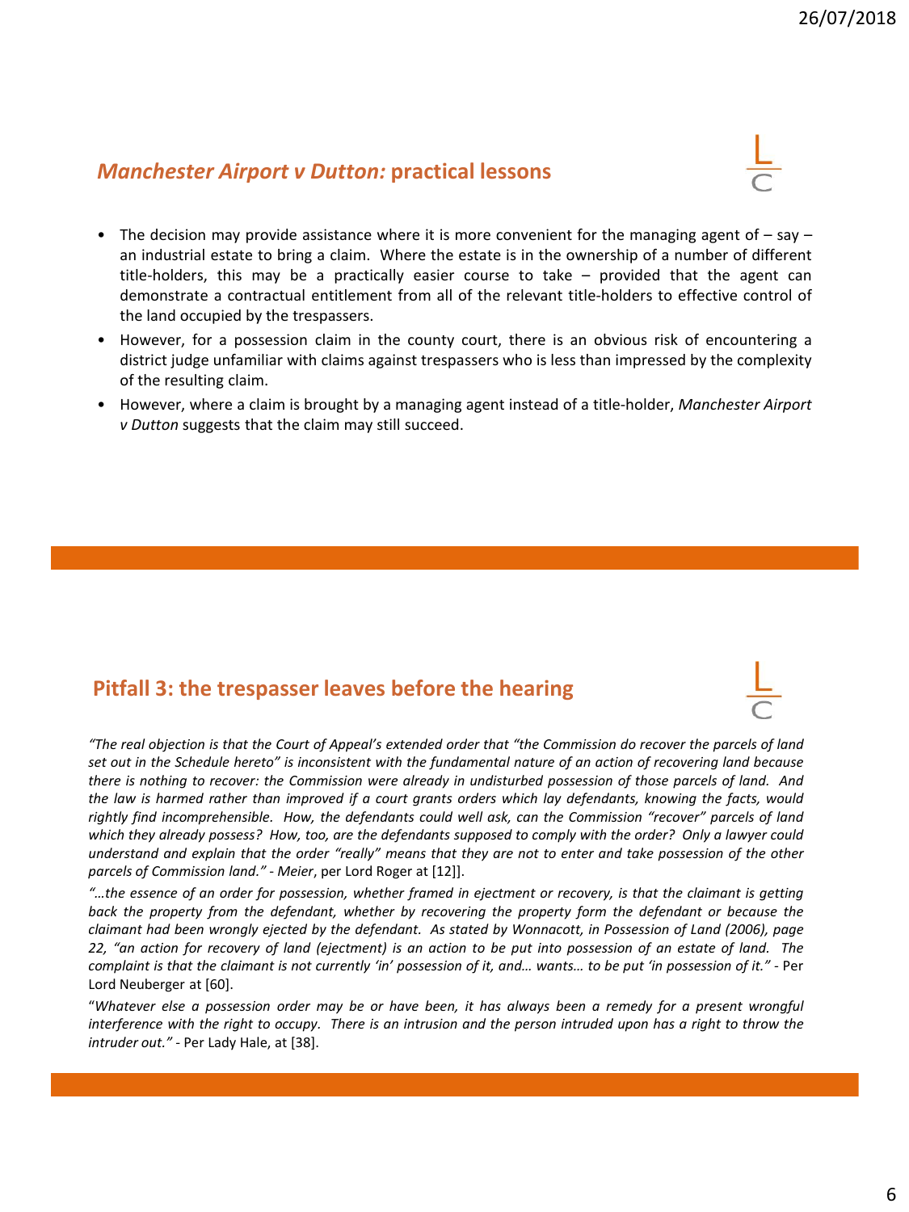## *Manchester Airport v Dutton:* practical lessons

- The decision may provide assistance where it is more convenient for the managing agent of – say – an industrial estate to bring a claim. Where the estate is in the ownership of a number of different title-holders, this may be a practically easier course to take – provided that the agent can demonstrate a contractual entitlement from all of the relevant title-holders to effective control of the land occupied by the trespassers.
- However, for a possession claim in the county court, there is an obvious risk of encountering a district judge unfamiliar with claims against trespassers who is less than impressed by the complexity of the resulting claim.
- However, where a claim is brought by a managing agent instead of a title-holder, *Manchester Airport v Dutton* suggests that the claim may still succeed.

## Pitfall 3: the trespasser leaves before the hearing

*"The real objection is that the Court of Appeal's extended order that "the Commission do recover the parcels of land set out in the Schedule hereto" is inconsistent with the fundamental nature of an action of recovering land because there is nothing to recover: the Commission were already in undisturbed possession of those parcels of land. And the law is harmed rather than improved if a court grants orders which lay defendants, knowing the facts, would rightly find incomprehensible. How, the defendants could well ask, can the Commission "recover" parcels of land which they already possess? How, too, are the defendants supposed to comply with the order? Only a lawyer could understand and explain that the order "really" means that they are not to enter and take possession of the other parcels of Commission land."* - *Meier*, per Lord Roger at [12]].

*"…the essence of an order for possession, whether framed in ejectment or recovery, is that the claimant is getting back the property from the defendant, whether by recovering the property form the defendant or because the claimant had been wrongly ejected by the defendant. As stated by Wonnacott, in Possession of Land (2006), page 22, "an action for recovery of land (ejectment) is an action to be put into possession of an estate of land. The complaint is that the claimant is not currently 'in' possession of it, and… wants… to be put 'in possession of it."* - Per Lord Neuberger at [60].

"*Whatever else a possession order may be or have been, it has always been a remedy for a present wrongful interference with the right to occupy. There is an intrusion and the person intruded upon has a right to throw the intruder out."* - Per Lady Hale, at [38].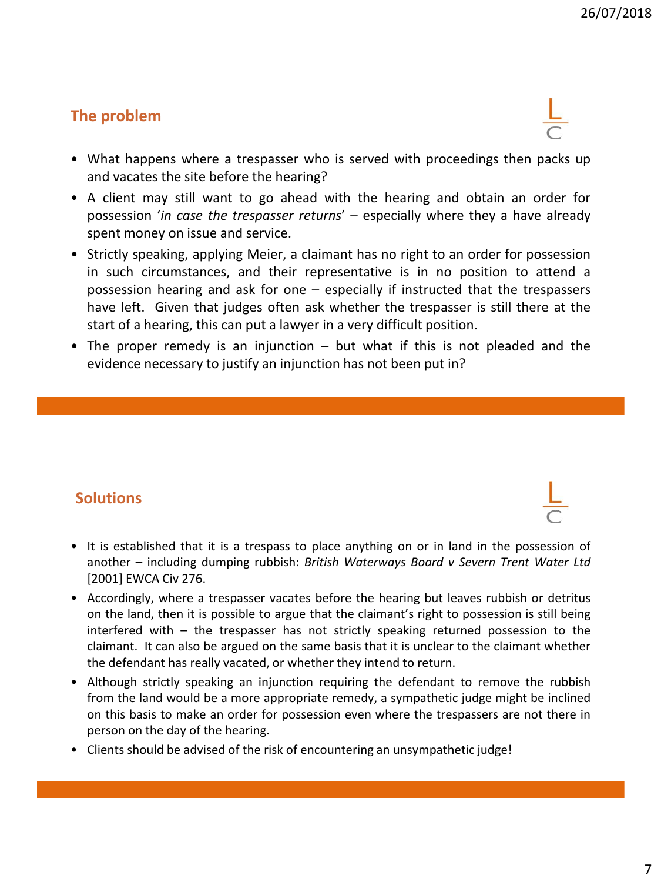## The problem

- What happens where a trespasser who is served with proceedings then packs up and vacates the site before the hearing?
- A client may still want to go ahead with the hearing and obtain an order for possession '*in case the trespasser returns*' – especially where they a have already spent money on issue and service.
- Strictly speaking, applying Meier, a claimant has no right to an order for possession in such circumstances, and their representative is in no position to attend a possession hearing and ask for one – especially if instructed that the trespassers have left. Given that judges often ask whether the trespasser is still there at the start of a hearing, this can put a lawyer in a very difficult position.
- The proper remedy is an injunction – but what if this is not pleaded and the evidence necessary to justify an injunction has not been put in?

## Solutions

- It is established that it is a trespass to place anything on or in land in the possession of another – including dumping rubbish: *British Waterways Board v Severn Trent Water Ltd* [2001] EWCA Civ 276.
- Accordingly, where a trespasser vacates before the hearing but leaves rubbish or detritus on the land, then it is possible to argue that the claimant's right to possession is still being interfered with – the trespasser has not strictly speaking returned possession to the claimant. It can also be argued on the same basis that it is unclear to the claimant whether the defendant has really vacated, or whether they intend to return.
- Although strictly speaking an injunction requiring the defendant to remove the rubbish from the land would be a more appropriate remedy, a sympathetic judge might be inclined on this basis to make an order for possession even where the trespassers are not there in person on the day of the hearing.
- Clients should be advised of the risk of encountering an unsympathetic judge!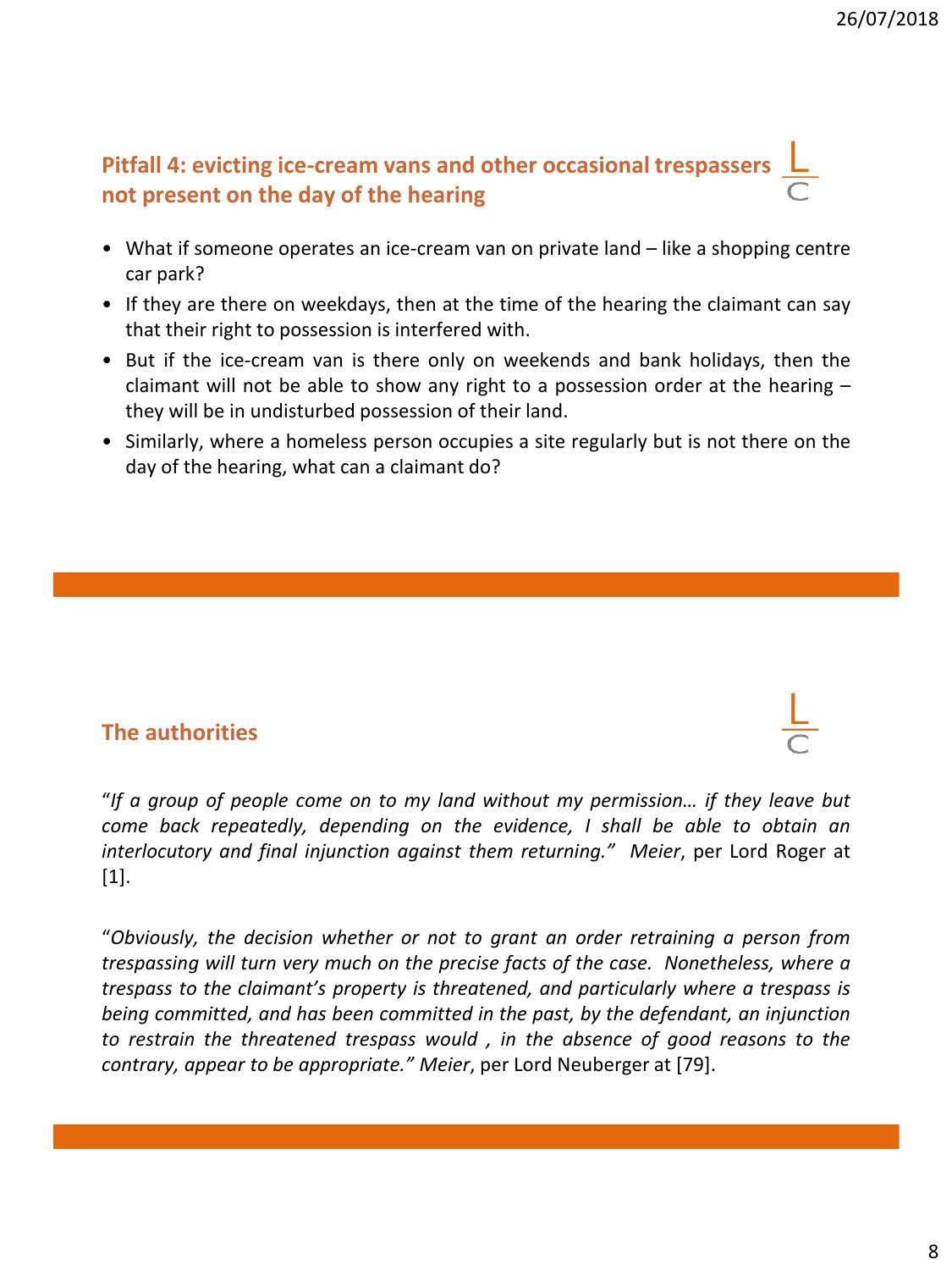## Pitfall 4: evicting ice-cream vans and other occasional trespassers not present on the day of the hearing

- What if someone operates an ice-cream van on private land – like a shopping centre car park?
- If they are there on weekdays, then at the time of the hearing the claimant can say that their right to possession is interfered with.
- But if the ice-cream van is there only on weekends and bank holidays, then the claimant will not be able to show any right to a possession order at the hearing – they will be in undisturbed possession of their land.
- Similarly, where a homeless person occupies a site regularly but is not there on the day of the hearing, what can a claimant do?

## The authorities

"*If a group of people come on to my land without my permission… if they leave but come back repeatedly, depending on the evidence, I shall be able to obtain an interlocutory and final injunction against them returning.*" *Meier*, per Lord Roger at [1].

"*Obviously, the decision whether or not to grant an order retraining a person from trespassing will turn very much on the precise facts of the case. Nonetheless, where a trespass to the claimant's property is threatened, and particularly where a trespass is being committed, and has been committed in the past, by the defendant, an injunction to restrain the threatened trespass would , in the absence of good reasons to the contrary, appear to be appropriate.*" *Meier*, per Lord Neuberger at [79].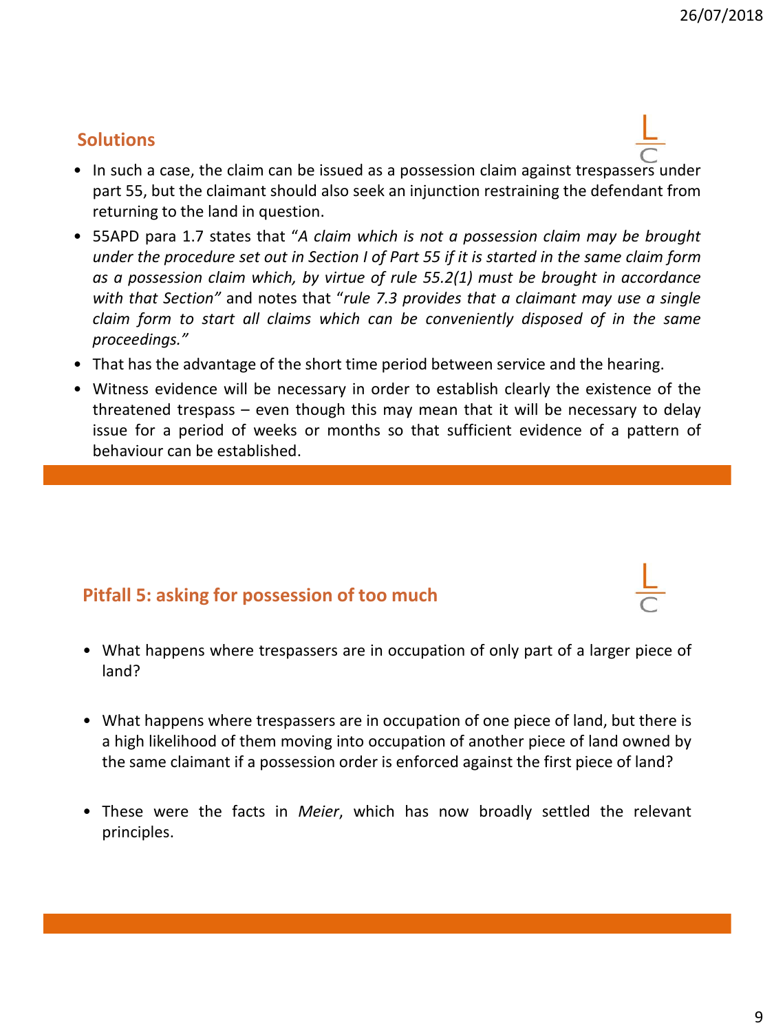## Solutions

- In such a case, the claim can be issued as a possession claim against trespassers under part 55, but the claimant should also seek an injunction restraining the defendant from returning to the land in question.
- 55APD para 1.7 states that "*A claim which is not a possession claim may be brought under the procedure set out in Section I of Part 55 if it is started in the same claim form as a possession claim which, by virtue of rule 55.2(1) must be brought in accordance with that Section*" and notes that "*rule 7.3 provides that a claimant may use a single claim form to start all claims which can be conveniently disposed of in the same proceedings.*"
- That has the advantage of the short time period between service and the hearing.
- Witness evidence will be necessary in order to establish clearly the existence of the threatened trespass – even though this may mean that it will be necessary to delay issue for a period of weeks or months so that sufficient evidence of a pattern of behaviour can be established.

## Pitfall 5: asking for possession of too much

- What happens where trespassers are in occupation of only part of a larger piece of land?
- What happens where trespassers are in occupation of one piece of land, but there is a high likelihood of them moving into occupation of another piece of land owned by the same claimant if a possession order is enforced against the first piece of land?
- These were the facts in *Meier*, which has now broadly settled the relevant principles.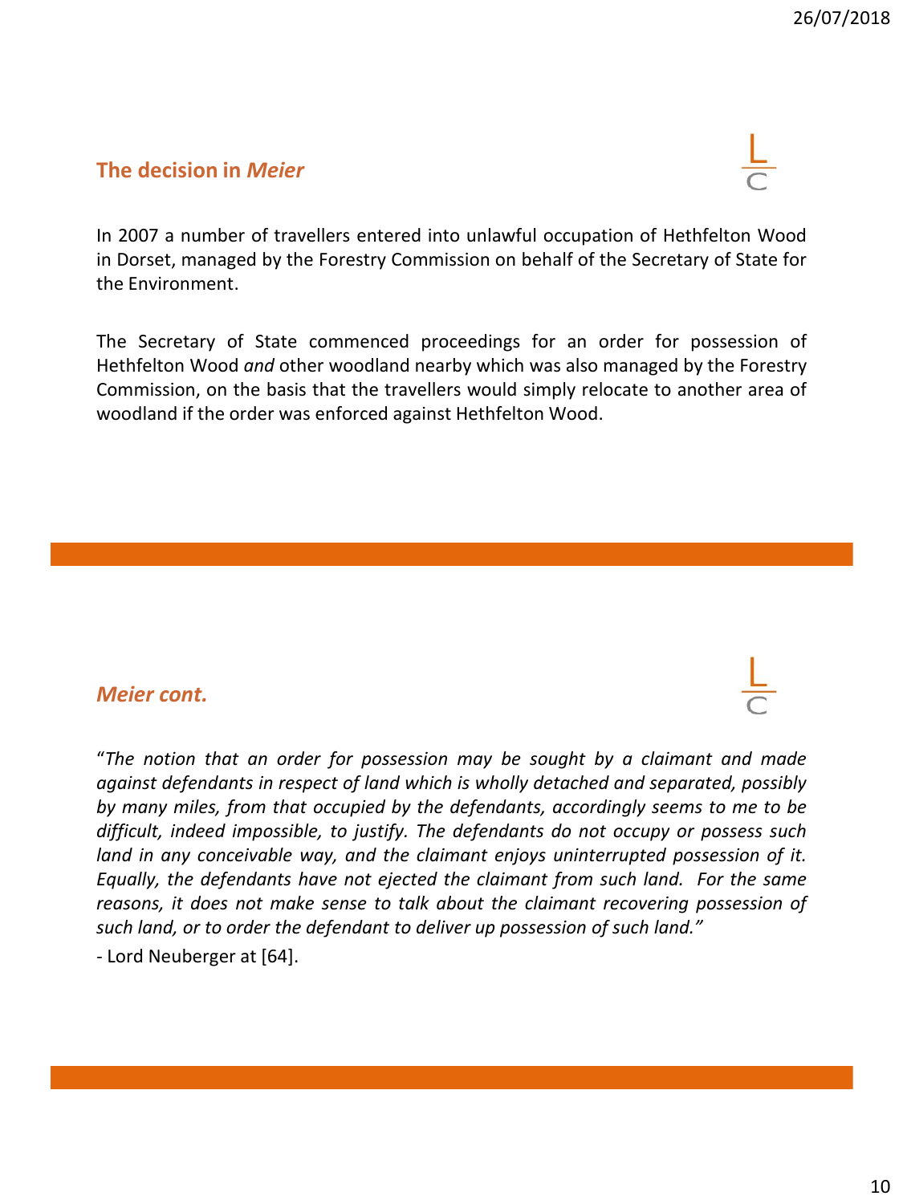## The decision in *Meier*

In 2007 a number of travellers entered into unlawful occupation of Hethfelton Wood in Dorset, managed by the Forestry Commission on behalf of the Secretary of State for the Environment.

The Secretary of State commenced proceedings for an order for possession of Hethfelton Wood *and* other woodland nearby which was also managed by the Forestry Commission, on the basis that the travellers would simply relocate to another area of woodland if the order was enforced against Hethfelton Wood.

## *Meier cont.*

"*The notion that an order for possession may be sought by a claimant and made against defendants in respect of land which is wholly detached and separated, possibly by many miles, from that occupied by the defendants, accordingly seems to me to be difficult, indeed impossible, to justify. The defendants do not occupy or possess such land in any conceivable way, and the claimant enjoys uninterrupted possession of it. Equally, the defendants have not ejected the claimant from such land. For the same reasons, it does not make sense to talk about the claimant recovering possession of such land, or to order the defendant to deliver up possession of such land."*

- Lord Neuberger at [64].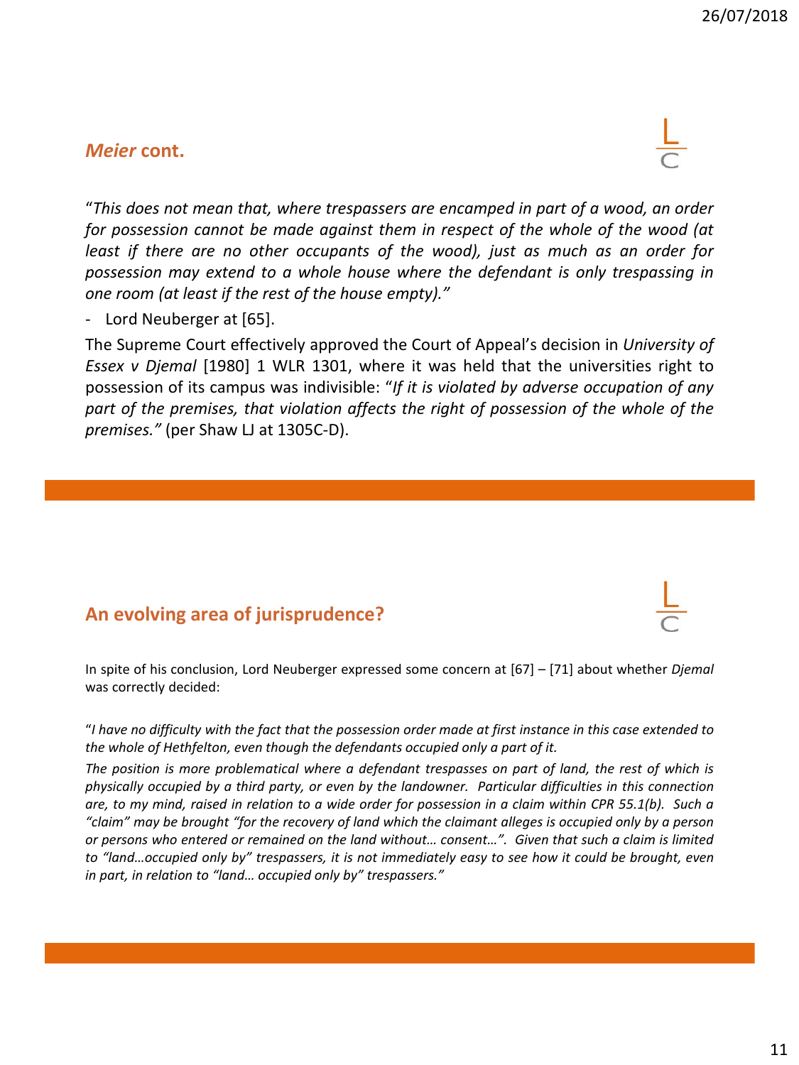## *Meier* cont.

"*This does not mean that, where trespassers are encamped in part of a wood, an order for possession cannot be made against them in respect of the whole of the wood (at least if there are no other occupants of the wood), just as much as an order for possession may extend to a whole house where the defendant is only trespassing in one room (at least if the rest of the house empty).*"

- Lord Neuberger at [65].

The Supreme Court effectively approved the Court of Appeal's decision in *University of Essex v Djemal* [1980] 1 WLR 1301, where it was held that the universities right to possession of its campus was indivisible: "*If it is violated by adverse occupation of any part of the premises, that violation affects the right of possession of the whole of the premises.*" (per Shaw LJ at 1305C-D).

## An evolving area of jurisprudence?

In spite of his conclusion, Lord Neuberger expressed some concern at [67] – [71] about whether *Djemal* was correctly decided:

"*I have no difficulty with the fact that the possession order made at first instance in this case extended to the whole of Hethfelton, even though the defendants occupied only a part of it.*

*The position is more problematical where a defendant trespasses on part of land, the rest of which is physically occupied by a third party, or even by the landowner. Particular difficulties in this connection are, to my mind, raised in relation to a wide order for possession in a claim within CPR 55.1(b). Such a "claim" may be brought "for the recovery of land which the claimant alleges is occupied only by a person or persons who entered or remained on the land without… consent…". Given that such a claim is limited to "land…occupied only by" trespassers, it is not immediately easy to see how it could be brought, even in part, in relation to "land… occupied only by" trespassers.*"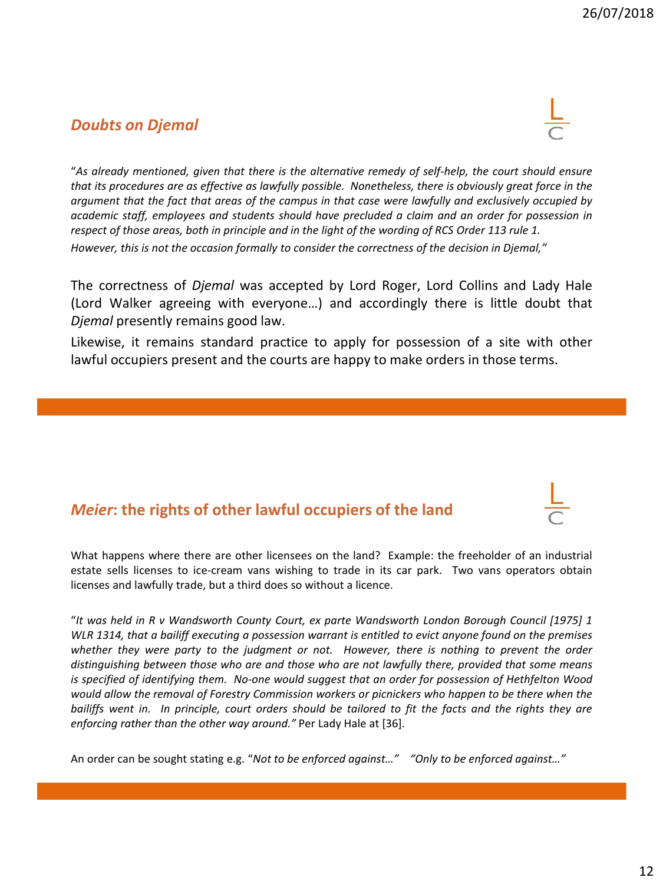## *Doubts on Djemal*

"*As already mentioned, given that there is the alternative remedy of self-help, the court should ensure that its procedures are as effective as lawfully possible. Nonetheless, there is obviously great force in the argument that the fact that areas of the campus in that case were lawfully and exclusively occupied by academic staff, employees and students should have precluded a claim and an order for possession in respect of those areas, both in principle and in the light of the wording of RCS Order 113 rule 1.*

*However, this is not the occasion formally to consider the correctness of the decision in Djemal,"*

The correctness of *Djemal* was accepted by Lord Roger, Lord Collins and Lady Hale (Lord Walker agreeing with everyone…) and accordingly there is little doubt that *Djemal* presently remains good law.

Likewise, it remains standard practice to apply for possession of a site with other lawful occupiers present and the courts are happy to make orders in those terms.

## *Meier*: the rights of other lawful occupiers of the land

What happens where there are other licensees on the land? Example: the freeholder of an industrial estate sells licenses to ice-cream vans wishing to trade in its car park. Two vans operators obtain licenses and lawfully trade, but a third does so without a licence.

"*It was held in R v Wandsworth County Court, ex parte Wandsworth London Borough Council [1975] 1 WLR 1314, that a bailiff executing a possession warrant is entitled to evict anyone found on the premises whether they were party to the judgment or not. However, there is nothing to prevent the order distinguishing between those who are and those who are not lawfully there, provided that some means is specified of identifying them. No-one would suggest that an order for possession of Hethfelton Wood would allow the removal of Forestry Commission workers or picnickers who happen to be there when the bailiffs went in. In principle, court orders should be tailored to fit the facts and the rights they are enforcing rather than the other way around."* Per Lady Hale at [36].

An order can be sought stating e.g. "*Not to be enforced against…*" "*Only to be enforced against…*"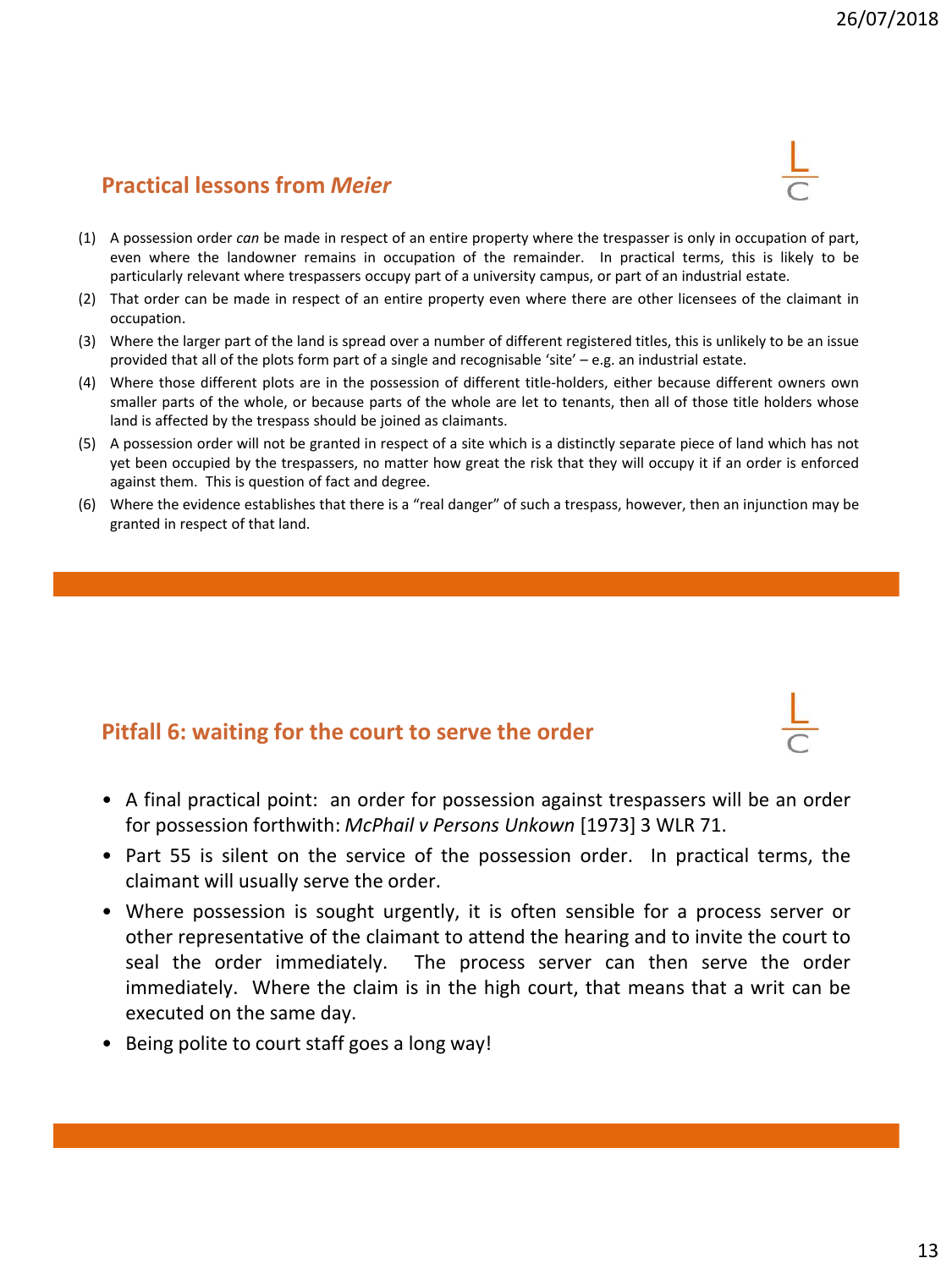## Practical lessons from *Meier*

(1) A possession order *can* be made in respect of an entire property where the trespasser is only in occupation of part, even where the landowner remains in occupation of the remainder. In practical terms, this is likely to be particularly relevant where trespassers occupy part of a university campus, or part of an industrial estate.

(2) That order can be made in respect of an entire property even where there are other licensees of the claimant in occupation.

(3) Where the larger part of the land is spread over a number of different registered titles, this is unlikely to be an issue provided that all of the plots form part of a single and recognisable 'site' – e.g. an industrial estate.

(4) Where those different plots are in the possession of different title-holders, either because different owners own smaller parts of the whole, or because parts of the whole are let to tenants, then all of those title holders whose land is affected by the trespass should be joined as claimants.

(5) A possession order will not be granted in respect of a site which is a distinctly separate piece of land which has not yet been occupied by the trespassers, no matter how great the risk that they will occupy it if an order is enforced against them. This is question of fact and degree.

(6) Where the evidence establishes that there is a "real danger" of such a trespass, however, then an injunction may be granted in respect of that land.

## Pitfall 6: waiting for the court to serve the order

- A final practical point: an order for possession against trespassers will be an order for possession forthwith: *McPhail v Persons Unkown* [1973] 3 WLR 71.
- Part 55 is silent on the service of the possession order. In practical terms, the claimant will usually serve the order.
- Where possession is sought urgently, it is often sensible for a process server or other representative of the claimant to attend the hearing and to invite the court to seal the order immediately. The process server can then serve the order immediately. Where the claim is in the high court, that means that a writ can be executed on the same day.
- Being polite to court staff goes a long way!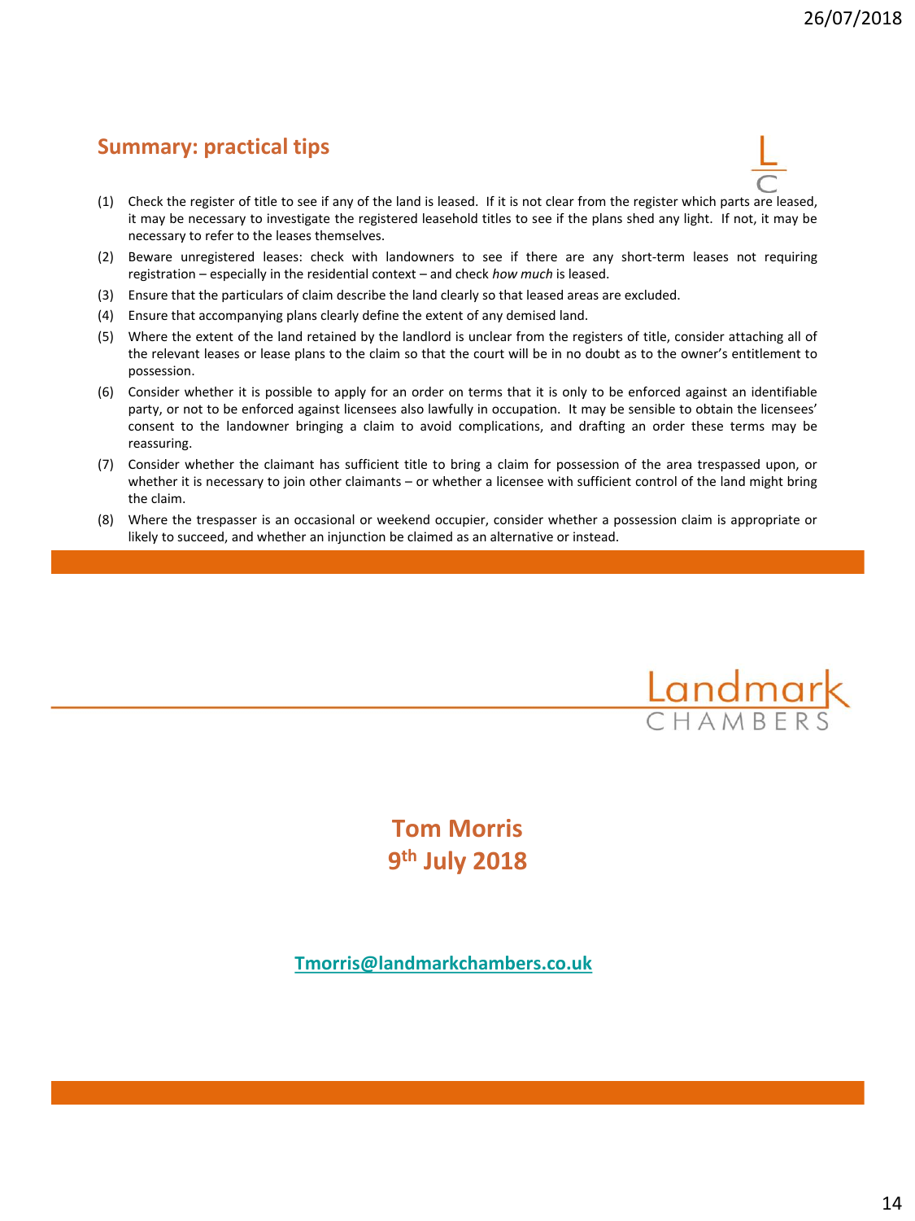## Summary: practical tips

(1) Check the register of title to see if any of the land is leased. If it is not clear from the register which parts are leased, it may be necessary to investigate the registered leasehold titles to see if the plans shed any light. If not, it may be necessary to refer to the leases themselves.

(2) Beware unregistered leases: check with landowners to see if there are any short-term leases not requiring registration – especially in the residential context – and check *how much* is leased.

(3) Ensure that the particulars of claim describe the land clearly so that leased areas are excluded.

(4) Ensure that accompanying plans clearly define the extent of any demised land.

(5) Where the extent of the land retained by the landlord is unclear from the registers of title, consider attaching all of the relevant leases or lease plans to the claim so that the court will be in no doubt as to the owner's entitlement to possession.

(6) Consider whether it is possible to apply for an order on terms that it is only to be enforced against an identifiable party, or not to be enforced against licensees also lawfully in occupation. It may be sensible to obtain the licensees' consent to the landowner bringing a claim to avoid complications, and drafting an order these terms may be reassuring.

(7) Consider whether the claimant has sufficient title to bring a claim for possession of the area trespassed upon, or whether it is necessary to join other claimants – or whether a licensee with sufficient control of the land might bring the claim.

(8) Where the trespasser is an occasional or weekend occupier, consider whether a possession claim is appropriate or likely to succeed, and whether an injunction be claimed as an alternative or instead.

Landmark CHAMBERS

**Tom Morris**
**9th July 2018**

Tmorris@landmarkchambers.co.uk